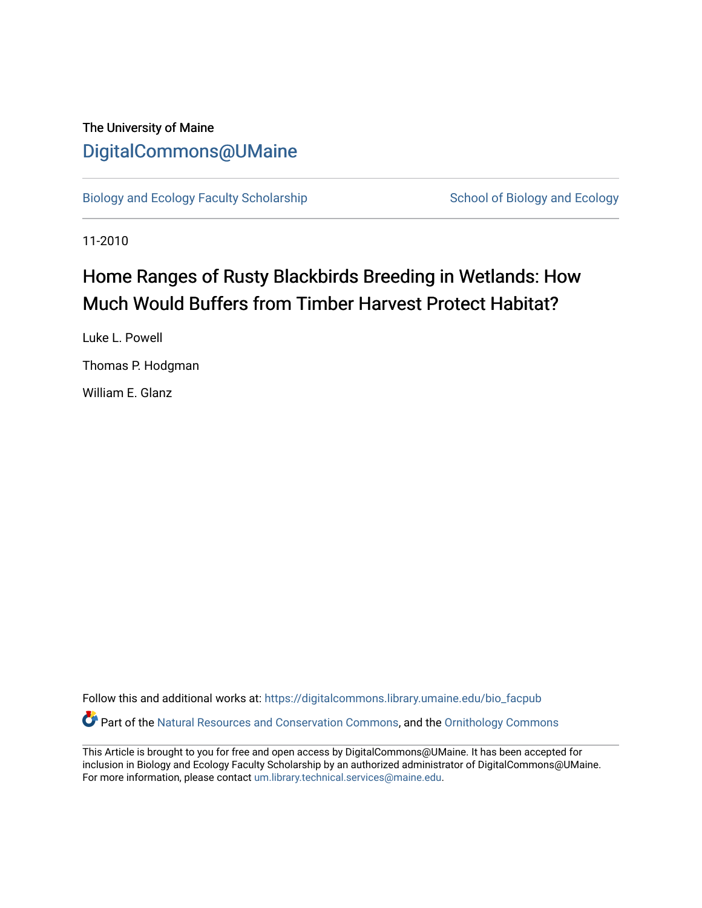The University of Maine

DigitalCommons@UMaine

Biology and Ecology Faculty Scholarship

School of Biology and Ecology

11-2010

# Home Ranges of Rusty Blackbirds Breeding in Wetlands: How Much Would Buffers from Timber Harvest Protect Habitat?

Luke L. Powell

Thomas P. Hodgman

William E. Glanz

Follow this and additional works at: https://digitalcommons.library.umaine.edu/bio_facpub

Part of the Natural Resources and Conservation Commons, and the Ornithology Commons

This Article is brought to you for free and open access by DigitalCommons@UMaine. It has been accepted for inclusion in Biology and Ecology Faculty Scholarship by an authorized administrator of DigitalCommons@UMaine. For more information, please contact um.library.technical.services@maine.edu.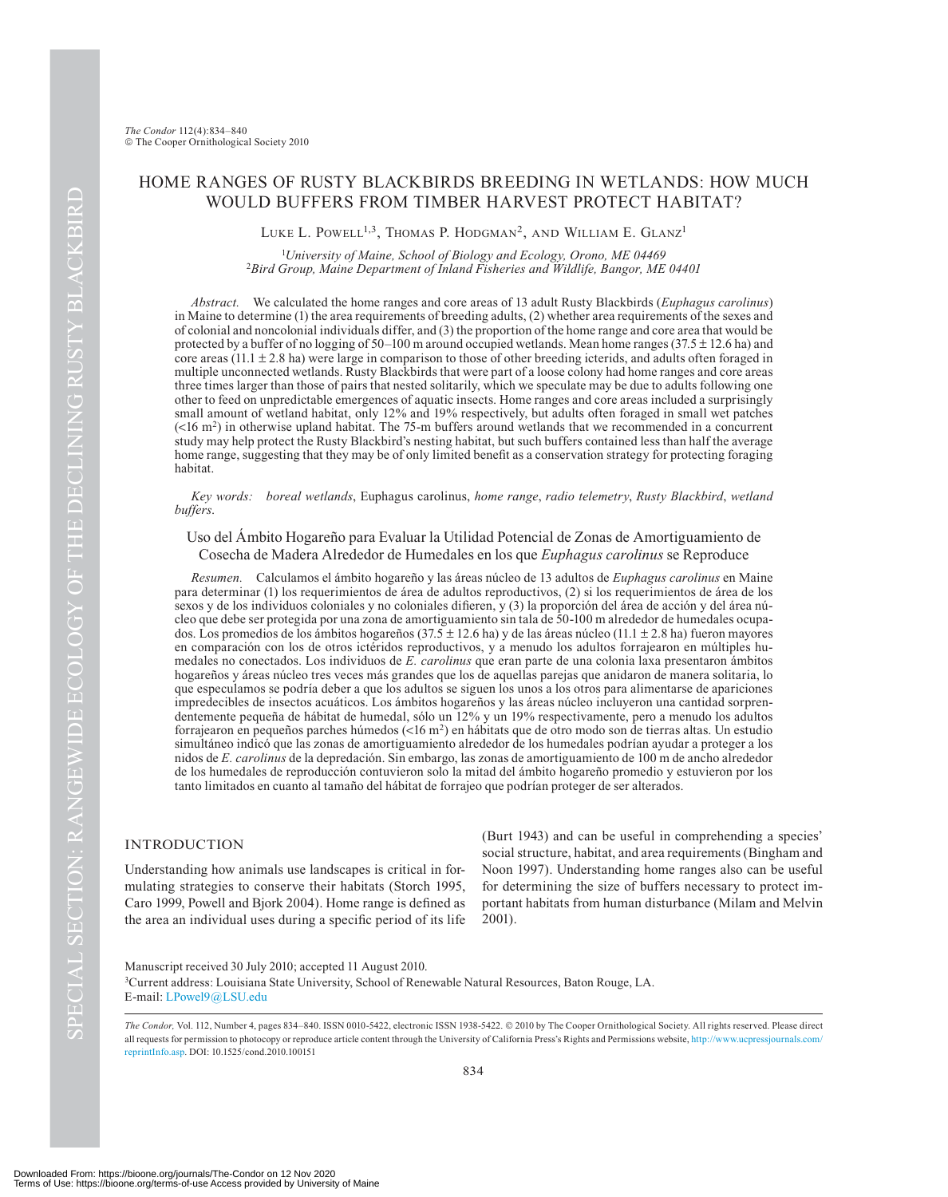The Condor 112(4):834–840
© The Cooper Ornithological Society 2010

# HOME RANGES OF RUSTY BLACKBIRDS BREEDING IN WETLANDS: HOW MUCH WOULD BUFFERS FROM TIMBER HARVEST PROTECT HABITAT?

Luke L. Powell[1,3], Thomas P. Hodgman[2], and William E. Glanz[1]

[1]*University of Maine, School of Biology and Ecology, Orono, ME 04469*
[2]*Bird Group, Maine Department of Inland Fisheries and Wildlife, Bangor, ME 04401*

*Abstract.* We calculated the home ranges and core areas of 13 adult Rusty Blackbirds (*Euphagus carolinus*) in Maine to determine (1) the area requirements of breeding adults, (2) whether area requirements of the sexes and of colonial and noncolonial individuals differ, and (3) the proportion of the home range and core area that would be protected by a buffer of no logging of 50–100 m around occupied wetlands. Mean home ranges (37.5 ± 12.6 ha) and core areas (11.1 ± 2.8 ha) were large in comparison to those of other breeding icterids, and adults often foraged in multiple unconnected wetlands. Rusty Blackbirds that were part of a loose colony had home ranges and core areas three times larger than those of pairs that nested solitarily, which we speculate may be due to adults following one other to feed on unpredictable emergences of aquatic insects. Home ranges and core areas included a surprisingly small amount of wetland habitat, only 12% and 19% respectively, but adults often foraged in small wet patches (<16 m$^2$) in otherwise upland habitat. The 75-m buffers around wetlands that we recommended in a concurrent study may help protect the Rusty Blackbird's nesting habitat, but such buffers contained less than half the average home range, suggesting that they may be of only limited benefit as a conservation strategy for protecting foraging habitat.

*Key words:* *boreal wetlands*, Euphagus carolinus, *home range*, *radio telemetry*, *Rusty Blackbird*, *wetland buffers.*

## Uso del Ámbito Hogareño para Evaluar la Utilidad Potencial de Zonas de Amortiguamiento de Cosecha de Madera Alrededor de Humedales en los que *Euphagus carolinus* se Reproduce

*Resumen.* Calculamos el ámbito hogareño y las áreas núcleo de 13 adultos de *Euphagus carolinus* en Maine para determinar (1) los requerimientos de área de adultos reproductivos, (2) si los requerimientos de área de los sexos y de los individuos coloniales y no coloniales difieren, y (3) la proporción del área de acción y del área núcleo que debe ser protegida por una zona de amortiguamiento sin tala de 50-100 m alrededor de humedales ocupados. Los promedios de los ámbitos hogareños (37.5 ± 12.6 ha) y de las áreas núcleo (11.1 ± 2.8 ha) fueron mayores en comparación con los de otros ictéridos reproductivos, y a menudo los adultos forrajearon en múltiples humedales no conectados. Los individuos de *E. carolinus* que eran parte de una colonia laxa presentaron ámbitos hogareños y áreas núcleo tres veces más grandes que los de aquellas parejas que anidaron de manera solitaria, lo que especulamos se podría deber a que los adultos se siguen los unos a los otros para alimentarse de apariciones impredecibles de insectos acuáticos. Los ámbitos hogareños y las áreas núcleo incluyeron una cantidad sorprendentemente pequeña de hábitat de humedal, sólo un 12% y un 19% respectivamente, pero a menudo los adultos forrajearon en pequeños parches húmedos (<16 m$^2$) en hábitats que de otro modo son de tierras altas. Un estudio simultáneo indicó que las zonas de amortiguamiento alrededor de los humedales podrían ayudar a proteger a los nidos de *E. carolinus* de la depredación. Sin embargo, las zonas de amortiguamiento de 100 m de ancho alrededor de los humedales de reproducción contuvieron solo la mitad del ámbito hogareño promedio y estuvieron por los tanto limitados en cuanto al tamaño del hábitat de forrajeo que podrían proteger de ser alterados.

## INTRODUCTION

Understanding how animals use landscapes is critical in formulating strategies to conserve their habitats (Storch 1995, Caro 1999, Powell and Bjork 2004). Home range is defined as the area an individual uses during a specific period of its life (Burt 1943) and can be useful in comprehending a species' social structure, habitat, and area requirements (Bingham and Noon 1997). Understanding home ranges also can be useful for determining the size of buffers necessary to protect important habitats from human disturbance (Milam and Melvin 2001).

Manuscript received 30 July 2010; accepted 11 August 2010.
[3]Current address: Louisiana State University, School of Renewable Natural Resources, Baton Rouge, LA.
E-mail: LPowel9@LSU.edu

*The Condor,* Vol. 112, Number 4, pages 834–840. ISSN 0010-5422, electronic ISSN 1938-5422. © 2010 by The Cooper Ornithological Society. All rights reserved. Please direct all requests for permission to photocopy or reproduce article content through the University of California Press's Rights and Permissions website, http://www.ucpressjournals.com/reprintInfo.asp. DOI: 10.1525/cond.2010.100151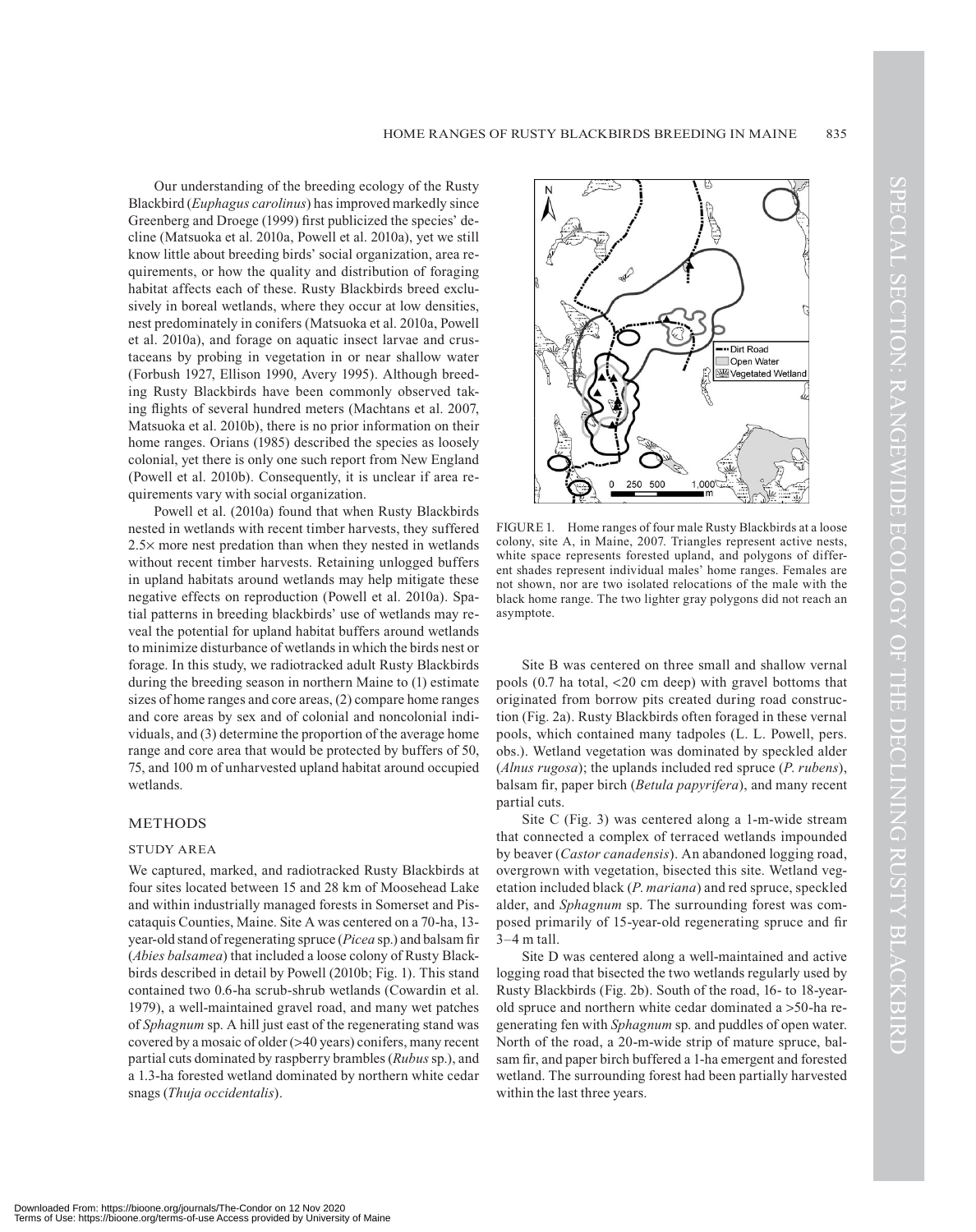Our understanding of the breeding ecology of the Rusty Blackbird (*Euphagus carolinus*) has improved markedly since Greenberg and Droege (1999) first publicized the species' decline (Matsuoka et al. 2010a, Powell et al. 2010a), yet we still know little about breeding birds' social organization, area requirements, or how the quality and distribution of foraging habitat affects each of these. Rusty Blackbirds breed exclusively in boreal wetlands, where they occur at low densities, nest predominately in conifers (Matsuoka et al. 2010a, Powell et al. 2010a), and forage on aquatic insect larvae and crustaceans by probing in vegetation in or near shallow water (Forbush 1927, Ellison 1990, Avery 1995). Although breeding Rusty Blackbirds have been commonly observed taking flights of several hundred meters (Machtans et al. 2007, Matsuoka et al. 2010b), there is no prior information on their home ranges. Orians (1985) described the species as loosely colonial, yet there is only one such report from New England (Powell et al. 2010b). Consequently, it is unclear if area requirements vary with social organization.

Powell et al. (2010a) found that when Rusty Blackbirds nested in wetlands with recent timber harvests, they suffered 2.5× more nest predation than when they nested in wetlands without recent timber harvests. Retaining unlogged buffers in upland habitats around wetlands may help mitigate these negative effects on reproduction (Powell et al. 2010a). Spatial patterns in breeding blackbirds' use of wetlands may reveal the potential for upland habitat buffers around wetlands to minimize disturbance of wetlands in which the birds nest or forage. In this study, we radiotracked adult Rusty Blackbirds during the breeding season in northern Maine to (1) estimate sizes of home ranges and core areas, (2) compare home ranges and core areas by sex and of colonial and noncolonial individuals, and (3) determine the proportion of the average home range and core area that would be protected by buffers of 50, 75, and 100 m of unharvested upland habitat around occupied wetlands.

## METHODS

### STUDY AREA

We captured, marked, and radiotracked Rusty Blackbirds at four sites located between 15 and 28 km of Moosehead Lake and within industrially managed forests in Somerset and Piscataquis Counties, Maine. Site A was centered on a 70-ha, 13-year-old stand of regenerating spruce (*Picea* sp.) and balsam fir (*Abies balsamea*) that included a loose colony of Rusty Blackbirds described in detail by Powell (2010b; Fig. 1). This stand contained two 0.6-ha scrub-shrub wetlands (Cowardin et al. 1979), a well-maintained gravel road, and many wet patches of *Sphagnum* sp. A hill just east of the regenerating stand was covered by a mosaic of older (>40 years) conifers, many recent partial cuts dominated by raspberry brambles (*Rubus* sp.), and a 1.3-ha forested wetland dominated by northern white cedar snags (*Thuja occidentalis*).

N

Dirt Road
Open Water
Vegetated Wetland

0 250 500 1,000 m

FIGURE 1. Home ranges of four male Rusty Blackbirds at a loose colony, site A, in Maine, 2007. Triangles represent active nests, white space represents forested upland, and polygons of different shades represent individual males' home ranges. Females are not shown, nor are two isolated relocations of the male with the black home range. The two lighter gray polygons did not reach an asymptote.

Site B was centered on three small and shallow vernal pools (0.7 ha total, <20 cm deep) with gravel bottoms that originated from borrow pits created during road construction (Fig. 2a). Rusty Blackbirds often foraged in these vernal pools, which contained many tadpoles (L. L. Powell, pers. obs.). Wetland vegetation was dominated by speckled alder (*Alnus rugosa*); the uplands included red spruce (*P. rubens*), balsam fir, paper birch (*Betula papyrifera*), and many recent partial cuts.

Site C (Fig. 3) was centered along a 1-m-wide stream that connected a complex of terraced wetlands impounded by beaver (*Castor canadensis*). An abandoned logging road, overgrown with vegetation, bisected this site. Wetland vegetation included black (*P. mariana*) and red spruce, speckled alder, and *Sphagnum* sp. The surrounding forest was composed primarily of 15-year-old regenerating spruce and fir 3–4 m tall.

Site D was centered along a well-maintained and active logging road that bisected the two wetlands regularly used by Rusty Blackbirds (Fig. 2b). South of the road, 16- to 18-year-old spruce and northern white cedar dominated a >50-ha regenerating fen with *Sphagnum* sp. and puddles of open water. North of the road, a 20-m-wide strip of mature spruce, balsam fir, and paper birch buffered a 1-ha emergent and forested wetland. The surrounding forest had been partially harvested within the last three years.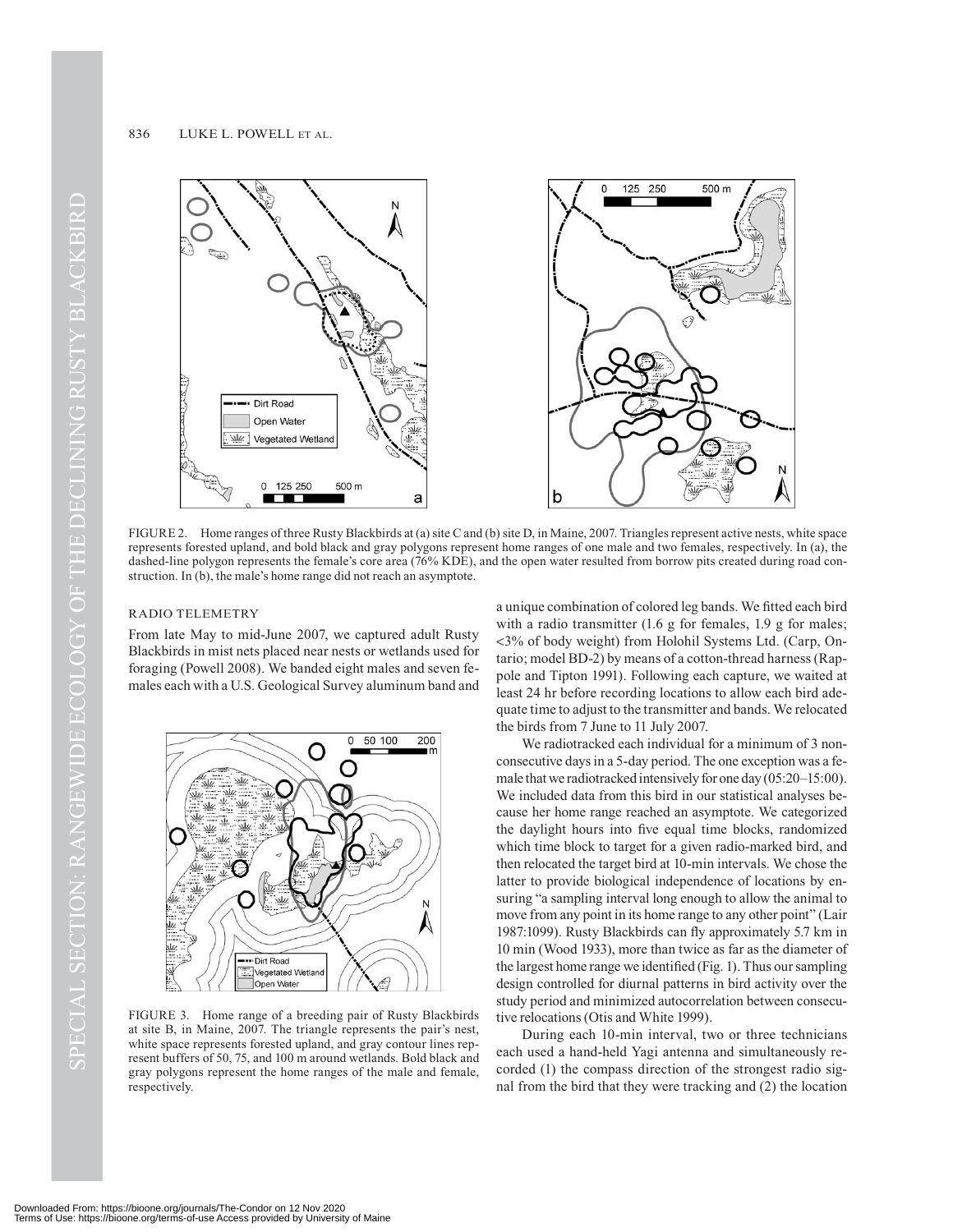Dirt Road
Open Water
Vegetated Wetland
N
0 125 250 500 m
a

0 125 250 500 m
b
N

FIGURE 2. Home ranges of three Rusty Blackbirds at (a) site C and (b) site D, in Maine, 2007. Triangles represent active nests, white space represents forested upland, and bold black and gray polygons represent home ranges of one male and two females, respectively. In (a), the dashed-line polygon represents the female's core area (76% KDE), and the open water resulted from borrow pits created during road construction. In (b), the male's home range did not reach an asymptote.

0 50 100 200 m
N
Dirt Road
Vegetated Wetland
Open Water

FIGURE 3. Home range of a breeding pair of Rusty Blackbirds at site B, in Maine, 2007. The triangle represents the pair's nest, white space represents forested upland, and gray contour lines represent buffers of 50, 75, and 100 m around wetlands. Bold black and gray polygons represent the home ranges of the male and female, respectively.

## RADIO TELEMETRY

From late May to mid-June 2007, we captured adult Rusty Blackbirds in mist nets placed near nests or wetlands used for foraging (Powell 2008). We banded eight males and seven females each with a U.S. Geological Survey aluminum band and a unique combination of colored leg bands. We fitted each bird with a radio transmitter (1.6 g for females, 1.9 g for males; <3% of body weight) from Holohil Systems Ltd. (Carp, Ontario; model BD-2) by means of a cotton-thread harness (Rappole and Tipton 1991). Following each capture, we waited at least 24 hr before recording locations to allow each bird adequate time to adjust to the transmitter and bands. We relocated the birds from 7 June to 11 July 2007.

We radiotracked each individual for a minimum of 3 nonconsecutive days in a 5-day period. The one exception was a female that we radiotracked intensively for one day (05:20–15:00). We included data from this bird in our statistical analyses because her home range reached an asymptote. We categorized the daylight hours into five equal time blocks, randomized which time block to target for a given radio-marked bird, and then relocated the target bird at 10-min intervals. We chose the latter to provide biological independence of locations by ensuring "a sampling interval long enough to allow the animal to move from any point in its home range to any other point" (Lair 1987:1099). Rusty Blackbirds can fly approximately 5.7 km in 10 min (Wood 1933), more than twice as far as the diameter of the largest home range we identified (Fig. 1). Thus our sampling design controlled for diurnal patterns in bird activity over the study period and minimized autocorrelation between consecutive relocations (Otis and White 1999).

During each 10-min interval, two or three technicians each used a hand-held Yagi antenna and simultaneously recorded (1) the compass direction of the strongest radio signal from the bird that they were tracking and (2) the location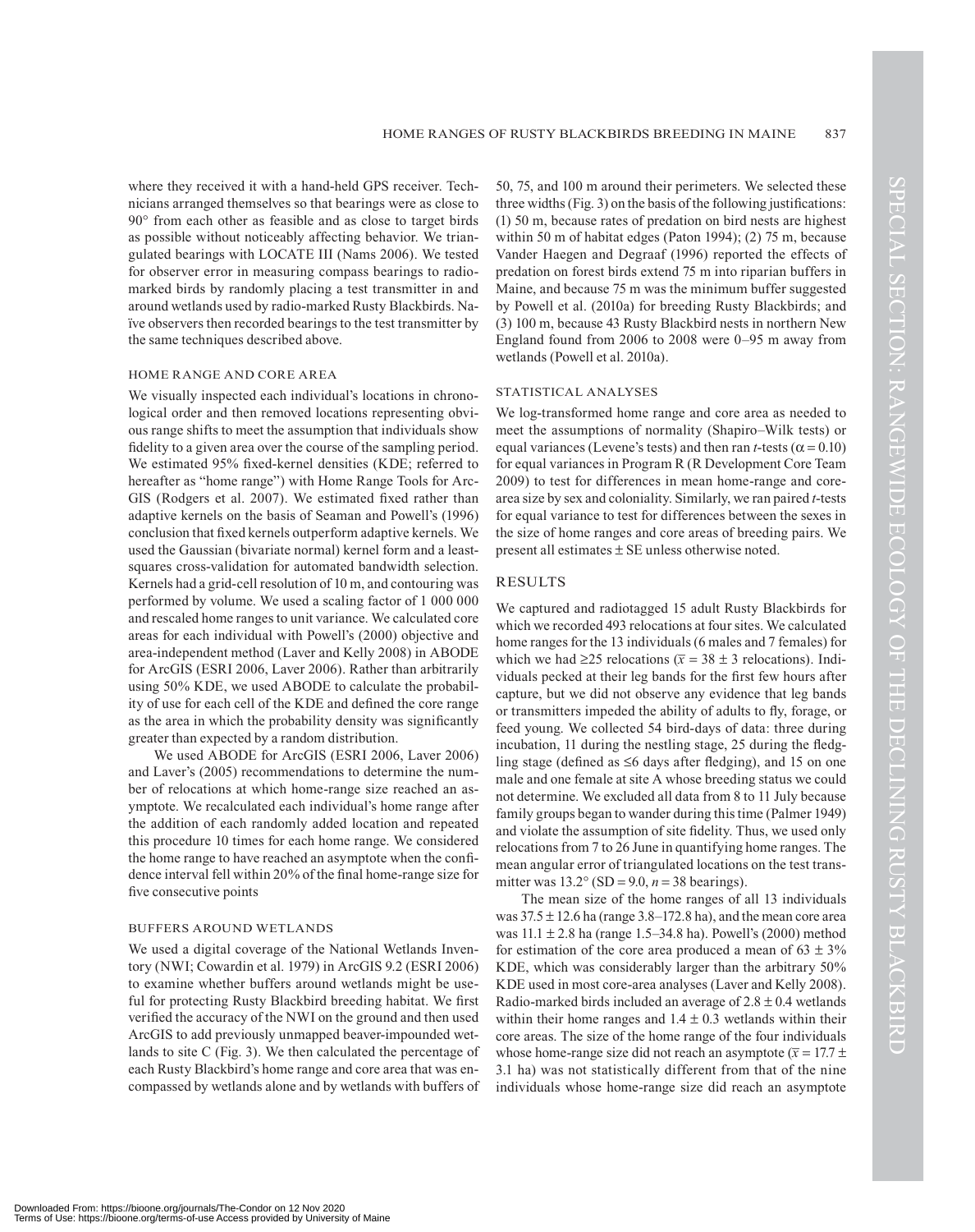where they received it with a hand-held GPS receiver. Technicians arranged themselves so that bearings were as close to 90° from each other as feasible and as close to target birds as possible without noticeably affecting behavior. We triangulated bearings with LOCATE III (Nams 2006). We tested for observer error in measuring compass bearings to radio-marked birds by randomly placing a test transmitter in and around wetlands used by radio-marked Rusty Blackbirds. Naïve observers then recorded bearings to the test transmitter by the same techniques described above.

### HOME RANGE AND CORE AREA

We visually inspected each individual's locations in chronological order and then removed locations representing obvious range shifts to meet the assumption that individuals show fidelity to a given area over the course of the sampling period. We estimated 95% fixed-kernel densities (KDE; referred to hereafter as "home range") with Home Range Tools for ArcGIS (Rodgers et al. 2007). We estimated fixed rather than adaptive kernels on the basis of Seaman and Powell's (1996) conclusion that fixed kernels outperform adaptive kernels. We used the Gaussian (bivariate normal) kernel form and a least-squares cross-validation for automated bandwidth selection. Kernels had a grid-cell resolution of 10 m, and contouring was performed by volume. We used a scaling factor of 1 000 000 and rescaled home ranges to unit variance. We calculated core areas for each individual with Powell's (2000) objective and area-independent method (Laver and Kelly 2008) in ABODE for ArcGIS (ESRI 2006, Laver 2006). Rather than arbitrarily using 50% KDE, we used ABODE to calculate the probability of use for each cell of the KDE and defined the core range as the area in which the probability density was significantly greater than expected by a random distribution.

We used ABODE for ArcGIS (ESRI 2006, Laver 2006) and Laver's (2005) recommendations to determine the number of relocations at which home-range size reached an asymptote. We recalculated each individual's home range after the addition of each randomly added location and repeated this procedure 10 times for each home range. We considered the home range to have reached an asymptote when the confidence interval fell within 20% of the final home-range size for five consecutive points

### BUFFERS AROUND WETLANDS

We used a digital coverage of the National Wetlands Inventory (NWI; Cowardin et al. 1979) in ArcGIS 9.2 (ESRI 2006) to examine whether buffers around wetlands might be useful for protecting Rusty Blackbird breeding habitat. We first verified the accuracy of the NWI on the ground and then used ArcGIS to add previously unmapped beaver-impounded wetlands to site C (Fig. 3). We then calculated the percentage of each Rusty Blackbird's home range and core area that was encompassed by wetlands alone and by wetlands with buffers of 50, 75, and 100 m around their perimeters. We selected these three widths (Fig. 3) on the basis of the following justifications: (1) 50 m, because rates of predation on bird nests are highest within 50 m of habitat edges (Paton 1994); (2) 75 m, because Vander Haegen and Degraaf (1996) reported the effects of predation on forest birds extend 75 m into riparian buffers in Maine, and because 75 m was the minimum buffer suggested by Powell et al. (2010a) for breeding Rusty Blackbirds; and (3) 100 m, because 43 Rusty Blackbird nests in northern New England found from 2006 to 2008 were 0–95 m away from wetlands (Powell et al. 2010a).

### STATISTICAL ANALYSES

We log-transformed home range and core area as needed to meet the assumptions of normality (Shapiro–Wilk tests) or equal variances (Levene's tests) and then ran *t*-tests ($\alpha = 0.10$) for equal variances in Program R (R Development Core Team 2009) to test for differences in mean home-range and core-area size by sex and coloniality. Similarly, we ran paired *t*-tests for equal variance to test for differences between the sexes in the size of home ranges and core areas of breeding pairs. We present all estimates ± SE unless otherwise noted.

## RESULTS

We captured and radiotagged 15 adult Rusty Blackbirds for which we recorded 493 relocations at four sites. We calculated home ranges for the 13 individuals (6 males and 7 females) for which we had ≥25 relocations ($\bar{x} = 38 \pm 3$ relocations). Individuals pecked at their leg bands for the first few hours after capture, but we did not observe any evidence that leg bands or transmitters impeded the ability of adults to fly, forage, or feed young. We collected 54 bird-days of data: three during incubation, 11 during the nestling stage, 25 during the fledgling stage (defined as ≤6 days after fledging), and 15 on one male and one female at site A whose breeding status we could not determine. We excluded all data from 8 to 11 July because family groups began to wander during this time (Palmer 1949) and violate the assumption of site fidelity. Thus, we used only relocations from 7 to 26 June in quantifying home ranges. The mean angular error of triangulated locations on the test transmitter was 13.2° (SD = 9.0, $n = 38$ bearings).

The mean size of the home ranges of all 13 individuals was 37.5 ± 12.6 ha (range 3.8–172.8 ha), and the mean core area was 11.1 ± 2.8 ha (range 1.5–34.8 ha). Powell's (2000) method for estimation of the core area produced a mean of 63 ± 3% KDE, which was considerably larger than the arbitrary 50% KDE used in most core-area analyses (Laver and Kelly 2008). Radio-marked birds included an average of 2.8 ± 0.4 wetlands within their home ranges and 1.4 ± 0.3 wetlands within their core areas. The size of the home range of the four individuals whose home-range size did not reach an asymptote ($\bar{x} = 17.7 \pm 3.1$ ha) was not statistically different from that of the nine individuals whose home-range size did reach an asymptote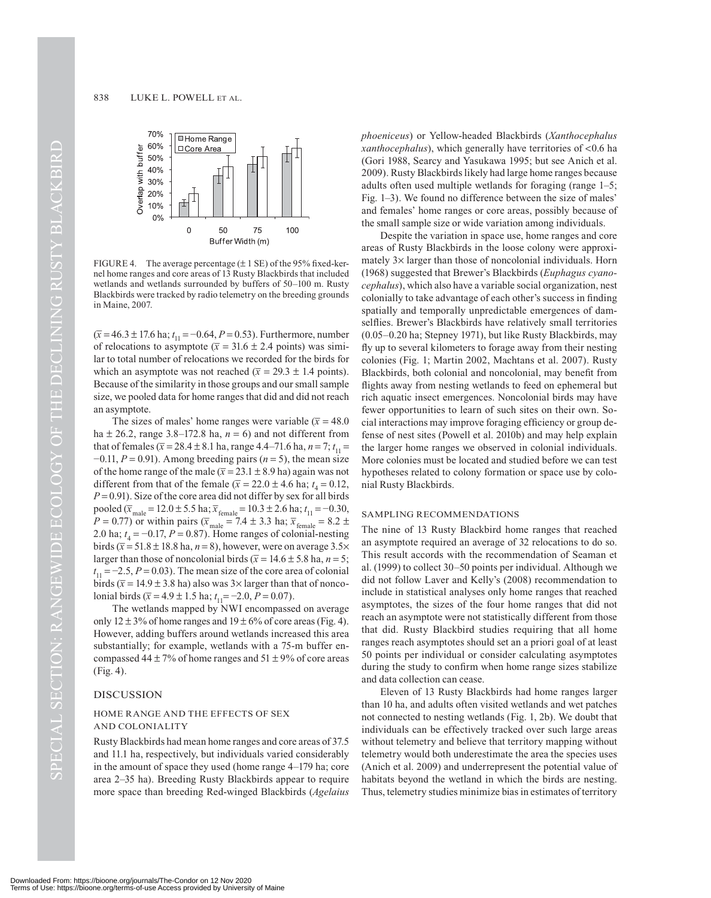70%
60%
50%
40%
30%
20%
10%
0%
Overlap with buffer
Home Range
Core Area
0
50
75
100
Buffer Width (m)

FIGURE 4. The average percentage (± 1 SE) of the 95% fixed-kernel home ranges and core areas of 13 Rusty Blackbirds that included wetlands and wetlands surrounded by buffers of 50–100 m. Rusty Blackbirds were tracked by radio telemetry on the breeding grounds in Maine, 2007.

($\bar{x} = 46.3 \pm 17.6$ ha; $t_{11} = -0.64$, $P = 0.53$). Furthermore, number of relocations to asymptote ($\bar{x} = 31.6 \pm 2.4$ points) was similar to total number of relocations we recorded for the birds for which an asymptote was not reached ($\bar{x} = 29.3 \pm 1.4$ points). Because of the similarity in those groups and our small sample size, we pooled data for home ranges that did and did not reach an asymptote.

The sizes of males' home ranges were variable ($\bar{x} = 48.0$ ha $\pm$ 26.2, range 3.8–172.8 ha, $n = 6$) and not different from that of females ($\bar{x} = 28.4 \pm 8.1$ ha, range 4.4–71.6 ha, $n = 7$; $t_{11} = -0.11$, $P = 0.91$). Among breeding pairs ($n = 5$), the mean size of the home range of the male ($\bar{x} = 23.1 \pm 8.9$ ha) again was not different from that of the female ($\bar{x} = 22.0 \pm 4.6$ ha; $t_4 = 0.12$, $P = 0.91$). Size of the core area did not differ by sex for all birds pooled ($\bar{x}_{\text{male}} = 12.0 \pm 5.5$ ha; $\bar{x}_{\text{female}} = 10.3 \pm 2.6$ ha; $t_{11} = -0.30$, $P = 0.77$) or within pairs ($\bar{x}_{\text{male}} = 7.4 \pm 3.3$ ha; $\bar{x}_{\text{female}} = 8.2 \pm 2.0$ ha; $t_4 = -0.17$, $P = 0.87$). Home ranges of colonial-nesting birds ($\bar{x} = 51.8 \pm 18.8$ ha, $n = 8$), however, were on average 3.5× larger than those of noncolonial birds ($\bar{x} = 14.6 \pm 5.8$ ha, $n = 5$; $t_{11} = -2.5$, $P = 0.03$). The mean size of the core area of colonial birds ($\bar{x} = 14.9 \pm 3.8$ ha) also was 3× larger than that of noncolonial birds ($\bar{x} = 4.9 \pm 1.5$ ha; $t_{11} = -2.0$, $P = 0.07$).

The wetlands mapped by NWI encompassed on average only 12 ± 3% of home ranges and 19 ± 6% of core areas (Fig. 4). However, adding buffers around wetlands increased this area substantially; for example, wetlands with a 75-m buffer encompassed 44 ± 7% of home ranges and 51 ± 9% of core areas (Fig. 4).

## DISCUSSION

### HOME RANGE AND THE EFFECTS OF SEX AND COLONIALITY

Rusty Blackbirds had mean home ranges and core areas of 37.5 and 11.1 ha, respectively, but individuals varied considerably in the amount of space they used (home range 4–179 ha; core area 2–35 ha). Breeding Rusty Blackbirds appear to require more space than breeding Red-winged Blackbirds (*Agelaius phoeniceus*) or Yellow-headed Blackbirds (*Xanthocephalus xanthocephalus*), which generally have territories of <0.6 ha (Gori 1988, Searcy and Yasukawa 1995; but see Anich et al. 2009). Rusty Blackbirds likely had large home ranges because adults often used multiple wetlands for foraging (range 1–5; Fig. 1–3). We found no difference between the size of males' and females' home ranges or core areas, possibly because of the small sample size or wide variation among individuals.

Despite the variation in space use, home ranges and core areas of Rusty Blackbirds in the loose colony were approximately 3× larger than those of noncolonial individuals. Horn (1968) suggested that Brewer's Blackbirds (*Euphagus cyanocephalus*), which also have a variable social organization, nest colonially to take advantage of each other's success in finding spatially and temporally unpredictable emergences of damselflies. Brewer's Blackbirds have relatively small territories (0.05–0.20 ha; Stepney 1971), but like Rusty Blackbirds, may fly up to several kilometers to forage away from their nesting colonies (Fig. 1; Martin 2002, Machtans et al. 2007). Rusty Blackbirds, both colonial and noncolonial, may benefit from flights away from nesting wetlands to feed on ephemeral but rich aquatic insect emergences. Noncolonial birds may have fewer opportunities to learn of such sites on their own. Social interactions may improve foraging efficiency or group defense of nest sites (Powell et al. 2010b) and may help explain the larger home ranges we observed in colonial individuals. More colonies must be located and studied before we can test hypotheses related to colony formation or space use by colonial Rusty Blackbirds.

### SAMPLING RECOMMENDATIONS

The nine of 13 Rusty Blackbird home ranges that reached an asymptote required an average of 32 relocations to do so. This result accords with the recommendation of Seaman et al. (1999) to collect 30–50 points per individual. Although we did not follow Laver and Kelly's (2008) recommendation to include in statistical analyses only home ranges that reached asymptotes, the sizes of the four home ranges that did not reach an asymptote were not statistically different from those that did. Rusty Blackbird studies requiring that all home ranges reach asymptotes should set an a priori goal of at least 50 points per individual or consider calculating asymptotes during the study to confirm when home range sizes stabilize and data collection can cease.

Eleven of 13 Rusty Blackbirds had home ranges larger than 10 ha, and adults often visited wetlands and wet patches not connected to nesting wetlands (Fig. 1, 2b). We doubt that individuals can be effectively tracked over such large areas without telemetry and believe that territory mapping without telemetry would both underestimate the area the species uses (Anich et al. 2009) and underrepresent the potential value of habitats beyond the wetland in which the birds are nesting. Thus, telemetry studies minimize bias in estimates of territory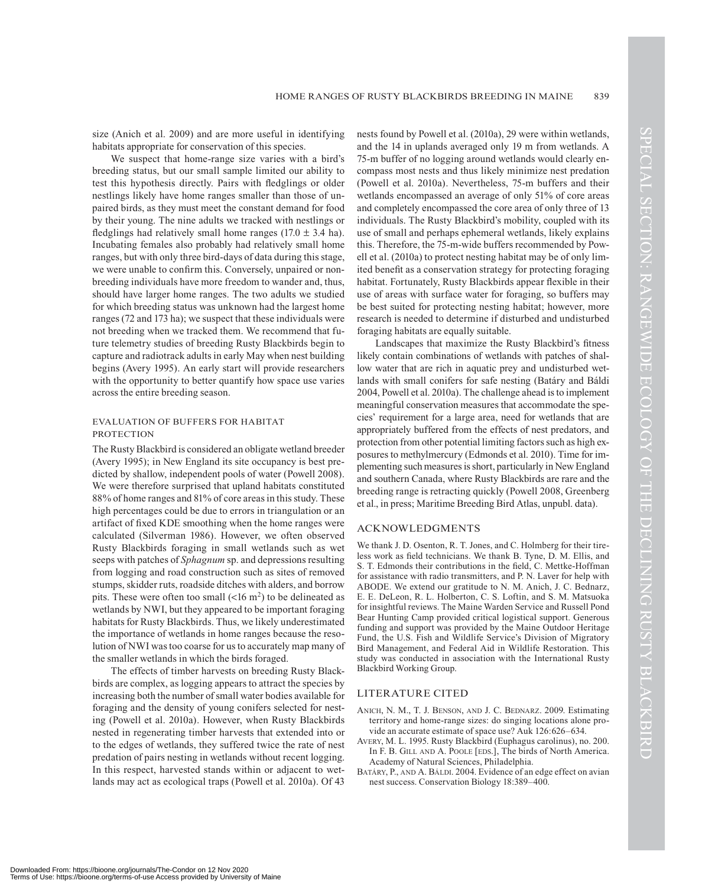size (Anich et al. 2009) and are more useful in identifying habitats appropriate for conservation of this species.

We suspect that home-range size varies with a bird's breeding status, but our small sample limited our ability to test this hypothesis directly. Pairs with fledglings or older nestlings likely have home ranges smaller than those of unpaired birds, as they must meet the constant demand for food by their young. The nine adults we tracked with nestlings or fledglings had relatively small home ranges ($17.0 \pm 3.4$ ha). Incubating females also probably had relatively small home ranges, but with only three bird-days of data during this stage, we were unable to confirm this. Conversely, unpaired or nonbreeding individuals have more freedom to wander and, thus, should have larger home ranges. The two adults we studied for which breeding status was unknown had the largest home ranges (72 and 173 ha); we suspect that these individuals were not breeding when we tracked them. We recommend that future telemetry studies of breeding Rusty Blackbirds begin to capture and radiotrack adults in early May when nest building begins (Avery 1995). An early start will provide researchers with the opportunity to better quantify how space use varies across the entire breeding season.

## EVALUATION OF BUFFERS FOR HABITAT PROTECTION

The Rusty Blackbird is considered an obligate wetland breeder (Avery 1995); in New England its site occupancy is best predicted by shallow, independent pools of water (Powell 2008). We were therefore surprised that upland habitats constituted 88% of home ranges and 81% of core areas in this study. These high percentages could be due to errors in triangulation or an artifact of fixed KDE smoothing when the home ranges were calculated (Silverman 1986). However, we often observed Rusty Blackbirds foraging in small wetlands such as wet seeps with patches of *Sphagnum* sp. and depressions resulting from logging and road construction such as sites of removed stumps, skidder ruts, roadside ditches with alders, and borrow pits. These were often too small ($<16$ m$^2$) to be delineated as wetlands by NWI, but they appeared to be important foraging habitats for Rusty Blackbirds. Thus, we likely underestimated the importance of wetlands in home ranges because the resolution of NWI was too coarse for us to accurately map many of the smaller wetlands in which the birds foraged.

The effects of timber harvests on breeding Rusty Blackbirds are complex, as logging appears to attract the species by increasing both the number of small water bodies available for foraging and the density of young conifers selected for nesting (Powell et al. 2010a). However, when Rusty Blackbirds nested in regenerating timber harvests that extended into or to the edges of wetlands, they suffered twice the rate of nest predation of pairs nesting in wetlands without recent logging. In this respect, harvested stands within or adjacent to wetlands may act as ecological traps (Powell et al. 2010a). Of 43 nests found by Powell et al. (2010a), 29 were within wetlands, and the 14 in uplands averaged only 19 m from wetlands. A 75-m buffer of no logging around wetlands would clearly encompass most nests and thus likely minimize nest predation (Powell et al. 2010a). Nevertheless, 75-m buffers and their wetlands encompassed an average of only 51% of core areas and completely encompassed the core area of only three of 13 individuals. The Rusty Blackbird's mobility, coupled with its use of small and perhaps ephemeral wetlands, likely explains this. Therefore, the 75-m-wide buffers recommended by Powell et al. (2010a) to protect nesting habitat may be of only limited benefit as a conservation strategy for protecting foraging habitat. Fortunately, Rusty Blackbirds appear flexible in their use of areas with surface water for foraging, so buffers may be best suited for protecting nesting habitat; however, more research is needed to determine if disturbed and undisturbed foraging habitats are equally suitable.

Landscapes that maximize the Rusty Blackbird's fitness likely contain combinations of wetlands with patches of shallow water that are rich in aquatic prey and undisturbed wetlands with small conifers for safe nesting (Batáry and Báldi 2004, Powell et al. 2010a). The challenge ahead is to implement meaningful conservation measures that accommodate the species' requirement for a large area, need for wetlands that are appropriately buffered from the effects of nest predators, and protection from other potential limiting factors such as high exposures to methylmercury (Edmonds et al. 2010). Time for implementing such measures is short, particularly in New England and southern Canada, where Rusty Blackbirds are rare and the breeding range is retracting quickly (Powell 2008, Greenberg et al., in press; Maritime Breeding Bird Atlas, unpubl. data).

## ACKNOWLEDGMENTS

We thank J. D. Osenton, R. T. Jones, and C. Holmberg for their tireless work as field technicians. We thank B. Tyne, D. M. Ellis, and S. T. Edmonds their contributions in the field, C. Mettke-Hoffman for assistance with radio transmitters, and P. N. Laver for help with ABODE. We extend our gratitude to N. M. Anich, J. C. Bednarz, E. E. DeLeon, R. L. Holberton, C. S. Loftin, and S. M. Matsuoka for insightful reviews. The Maine Warden Service and Russell Pond Bear Hunting Camp provided critical logistical support. Generous funding and support was provided by the Maine Outdoor Heritage Fund, the U.S. Fish and Wildlife Service's Division of Migratory Bird Management, and Federal Aid in Wildlife Restoration. This study was conducted in association with the International Rusty Blackbird Working Group.

## LITERATURE CITED

- Anich, N. M., T. J. Benson, and J. C. Bednarz. 2009. Estimating territory and home-range sizes: do singing locations alone provide an accurate estimate of space use? Auk 126:626–634.
- Avery, M. L. 1995. Rusty Blackbird (Euphagus carolinus), no. 200. In F. B. Gill and A. Poole [eds.], The birds of North America. Academy of Natural Sciences, Philadelphia.
- Batáry, P., and A. Báldi. 2004. Evidence of an edge effect on avian nest success. Conservation Biology 18:389–400.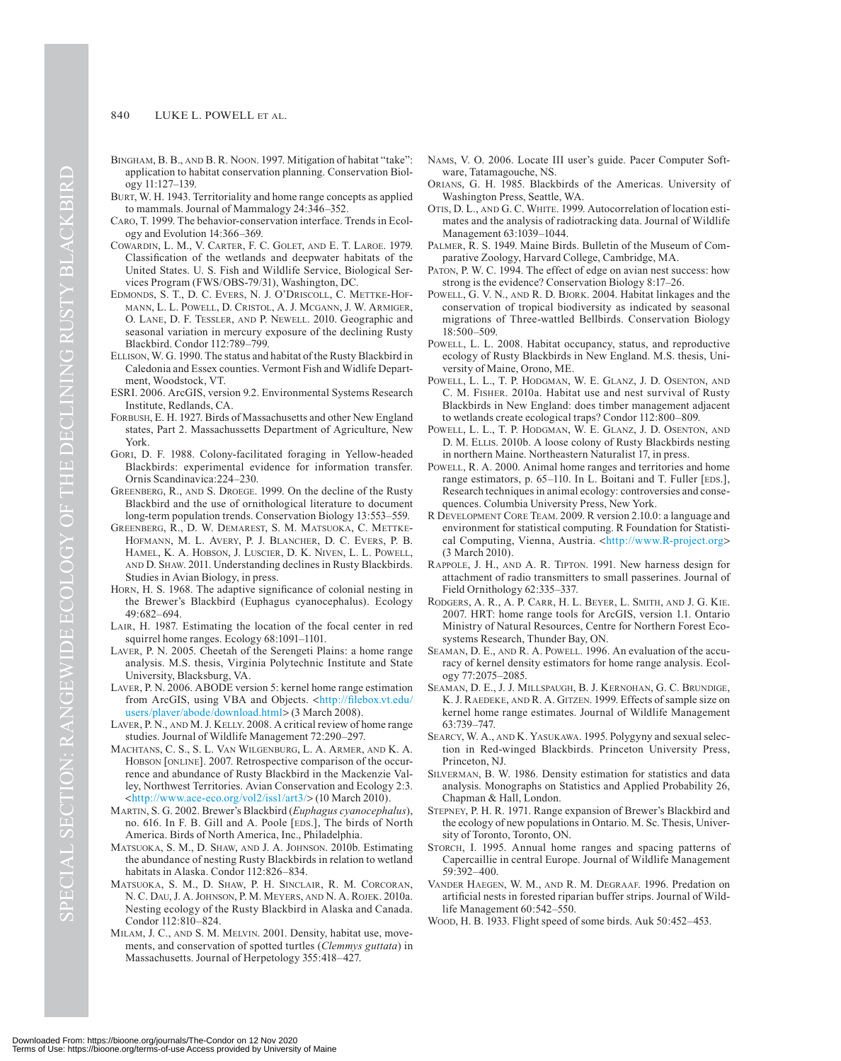Bingham, B. B., and B. R. Noon. 1997. Mitigation of habitat "take": application to habitat conservation planning. Conservation Biology 11:127–139.

Burt, W. H. 1943. Territoriality and home range concepts as applied to mammals. Journal of Mammalogy 24:346–352.

Caro, T. 1999. The behavior-conservation interface. Trends in Ecology and Evolution 14:366–369.

Cowardin, L. M., V. Carter, F. C. Golet, and E. T. Laroe. 1979. Classification of the wetlands and deepwater habitats of the United States. U. S. Fish and Wildlife Service, Biological Services Program (FWS/OBS-79/31), Washington, DC.

Edmonds, S. T., D. C. Evers, N. J. O'Driscoll, C. Mettke-Hofmann, L. L. Powell, D. Cristol, A. J. McGann, J. W. Armiger, O. Lane, D. F. Tessler, and P. Newell. 2010. Geographic and seasonal variation in mercury exposure of the declining Rusty Blackbird. Condor 112:789–799.

Ellison, W. G. 1990. The status and habitat of the Rusty Blackbird in Caledonia and Essex counties. Vermont Fish and Widlife Department, Woodstock, VT.

ESRI. 2006. ArcGIS, version 9.2. Environmental Systems Research Institute, Redlands, CA.

Forbush, E. H. 1927. Birds of Massachusetts and other New England states, Part 2. Massachussetts Department of Agriculture, New York.

Gori, D. F. 1988. Colony-facilitated foraging in Yellow-headed Blackbirds: experimental evidence for information transfer. Ornis Scandinavica:224–230.

Greenberg, R., and S. Droege. 1999. On the decline of the Rusty Blackbird and the use of ornithological literature to document long-term population trends. Conservation Biology 13:553–559.

Greenberg, R., D. W. Demarest, S. M. Matsuoka, C. Mettke-Hofmann, M. L. Avery, P. J. Blancher, D. C. Evers, P. B. Hamel, K. A. Hobson, J. Luscier, D. K. Niven, L. L. Powell, and D. Shaw. 2011. Understanding declines in Rusty Blackbirds. Studies in Avian Biology, in press.

Horn, H. S. 1968. The adaptive significance of colonial nesting in the Brewer's Blackbird (Euphagus cyanocephalus). Ecology 49:682–694.

Lair, H. 1987. Estimating the location of the focal center in red squirrel home ranges. Ecology 68:1091–1101.

Laver, P. N. 2005. Cheetah of the Serengeti Plains: a home range analysis. M.S. thesis, Virginia Polytechnic Institute and State University, Blacksburg, VA.

Laver, P. N. 2006. ABODE version 5: kernel home range estimation from ArcGIS, using VBA and Objects. <http://filebox.vt.edu/users/plaver/abode/download.html> (3 March 2008).

Laver, P. N., and M. J. Kelly. 2008. A critical review of home range studies. Journal of Wildlife Management 72:290–297.

Machtans, C. S., S. L. Van Wilgenburg, L. A. Armer, and K. A. Hobson [online]. 2007. Retrospective comparison of the occurrence and abundance of Rusty Blackbird in the Mackenzie Valley, Northwest Territories. Avian Conservation and Ecology 2:3. <http://www.ace-eco.org/vol2/iss1/art3/> (10 March 2010).

Martin, S. G. 2002. Brewer's Blackbird (*Euphagus cyanocephalus*), no. 616. In F. B. Gill and A. Poole [eds.], The birds of North America. Birds of North America, Inc., Philadelphia.

Matsuoka, S. M., D. Shaw, and J. A. Johnson. 2010b. Estimating the abundance of nesting Rusty Blackbirds in relation to wetland habitats in Alaska. Condor 112:826–834.

Matsuoka, S. M., D. Shaw, P. H. Sinclair, R. M. Corcoran, N. C. Dau, J. A. Johnson, P. M. Meyers, and N. A. Rojek. 2010a. Nesting ecology of the Rusty Blackbird in Alaska and Canada. Condor 112:810–824.

Milam, J. C., and S. M. Melvin. 2001. Density, habitat use, movements, and conservation of spotted turtles (*Clemmys guttata*) in Massachusetts. Journal of Herpetology 355:418–427.

Nams, V. O. 2006. Locate III user's guide. Pacer Computer Software, Tatamagouche, NS.

Orians, G. H. 1985. Blackbirds of the Americas. University of Washington Press, Seattle, WA.

Otis, D. L., and G. C. White. 1999. Autocorrelation of location estimates and the analysis of radiotracking data. Journal of Wildlife Management 63:1039–1044.

Palmer, R. S. 1949. Maine Birds. Bulletin of the Museum of Comparative Zoology, Harvard College, Cambridge, MA.

Paton, P. W. C. 1994. The effect of edge on avian nest success: how strong is the evidence? Conservation Biology 8:17–26.

Powell, G. V. N., and R. D. Bjork. 2004. Habitat linkages and the conservation of tropical biodiversity as indicated by seasonal migrations of Three-wattled Bellbirds. Conservation Biology 18:500–509.

Powell, L. L. 2008. Habitat occupancy, status, and reproductive ecology of Rusty Blackbirds in New England. M.S. thesis, University of Maine, Orono, ME.

Powell, L. L., T. P. Hodgman, W. E. Glanz, J. D. Osenton, and C. M. Fisher. 2010a. Habitat use and nest survival of Rusty Blackbirds in New England: does timber management adjacent to wetlands create ecological traps? Condor 112:800–809.

Powell, L. L., T. P. Hodgman, W. E. Glanz, J. D. Osenton, and D. M. Ellis. 2010b. A loose colony of Rusty Blackbirds nesting in northern Maine. Northeastern Naturalist 17, in press.

Powell, R. A. 2000. Animal home ranges and territories and home range estimators, p. 65–110. In L. Boitani and T. Fuller [eds.], Research techniques in animal ecology: controversies and consequences. Columbia University Press, New York.

R Development Core Team. 2009. R version 2.10.0: a language and environment for statistical computing. R Foundation for Statistical Computing, Vienna, Austria. <http://www.R-project.org> (3 March 2010).

Rappole, J. H., and A. R. Tipton. 1991. New harness design for attachment of radio transmitters to small passerines. Journal of Field Ornithology 62:335–337.

Rodgers, A. R., A. P. Carr, H. L. Beyer, L. Smith, and J. G. Kie. 2007. HRT: home range tools for ArcGIS, version 1.1. Ontario Ministry of Natural Resources, Centre for Northern Forest Ecosystems Research, Thunder Bay, ON.

Seaman, D. E., and R. A. Powell. 1996. An evaluation of the accuracy of kernel density estimators for home range analysis. Ecology 77:2075–2085.

Seaman, D. E., J. J. Millspaugh, B. J. Kernohan, G. C. Brundige, K. J. Raedeke, and R. A. Gitzen. 1999. Effects of sample size on kernel home range estimates. Journal of Wildlife Management 63:739–747.

Searcy, W. A., and K. Yasukawa. 1995. Polygyny and sexual selection in Red-winged Blackbirds. Princeton University Press, Princeton, NJ.

Silverman, B. W. 1986. Density estimation for statistics and data analysis. Monographs on Statistics and Applied Probability 26, Chapman & Hall, London.

Stepney, P. H. R. 1971. Range expansion of Brewer's Blackbird and the ecology of new populations in Ontario. M. Sc. Thesis, University of Toronto, Toronto, ON.

Storch, I. 1995. Annual home ranges and spacing patterns of Capercaillie in central Europe. Journal of Wildlife Management 59:392–400.

Vander Haegen, W. M., and R. M. Degraaf. 1996. Predation on artificial nests in forested riparian buffer strips. Journal of Wildlife Management 60:542–550.

Wood, H. B. 1933. Flight speed of some birds. Auk 50:452–453.